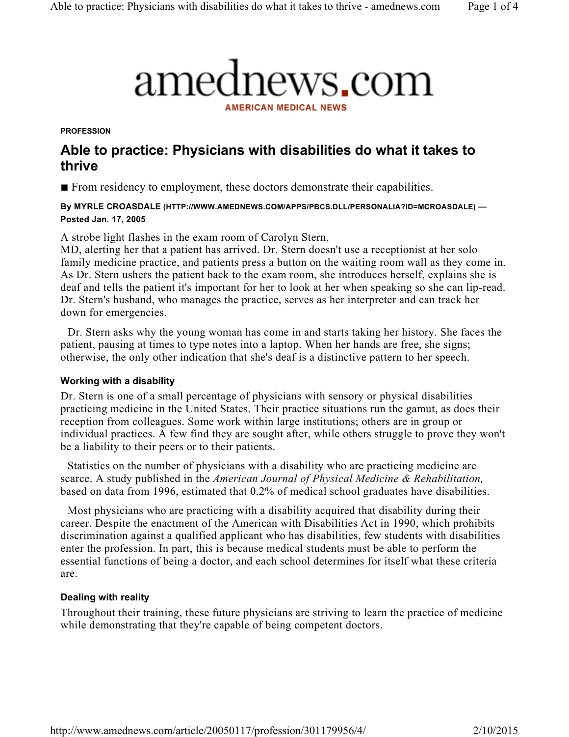amednews.com

AMERICAN MEDICAL NEWS

**PROFESSION**

# Able to practice: Physicians with disabilities do what it takes to thrive

■ From residency to employment, these doctors demonstrate their capabilities.

**By MYRLE CROASDALE (HTTP://WWW.AMEDNEWS.COM/APPS/PBCS.DLL/PERSONALIA?ID=MCROASDALE) — Posted Jan. 17, 2005**

A strobe light flashes in the exam room of Carolyn Stern, MD, alerting her that a patient has arrived. Dr. Stern doesn't use a receptionist at her solo family medicine practice, and patients press a button on the waiting room wall as they come in. As Dr. Stern ushers the patient back to the exam room, she introduces herself, explains she is deaf and tells the patient it's important for her to look at her when speaking so she can lip-read. Dr. Stern's husband, who manages the practice, serves as her interpreter and can track her down for emergencies.

Dr. Stern asks why the young woman has come in and starts taking her history. She faces the patient, pausing at times to type notes into a laptop. When her hands are free, she signs; otherwise, the only other indication that she's deaf is a distinctive pattern to her speech.

### Working with a disability

Dr. Stern is one of a small percentage of physicians with sensory or physical disabilities practicing medicine in the United States. Their practice situations run the gamut, as does their reception from colleagues. Some work within large institutions; others are in group or individual practices. A few find they are sought after, while others struggle to prove they won't be a liability to their peers or to their patients.

Statistics on the number of physicians with a disability who are practicing medicine are scarce. A study published in the *American Journal of Physical Medicine & Rehabilitation,* based on data from 1996, estimated that 0.2% of medical school graduates have disabilities.

Most physicians who are practicing with a disability acquired that disability during their career. Despite the enactment of the American with Disabilities Act in 1990, which prohibits discrimination against a qualified applicant who has disabilities, few students with disabilities enter the profession. In part, this is because medical students must be able to perform the essential functions of being a doctor, and each school determines for itself what these criteria are.

### Dealing with reality

Throughout their training, these future physicians are striving to learn the practice of medicine while demonstrating that they're capable of being competent doctors.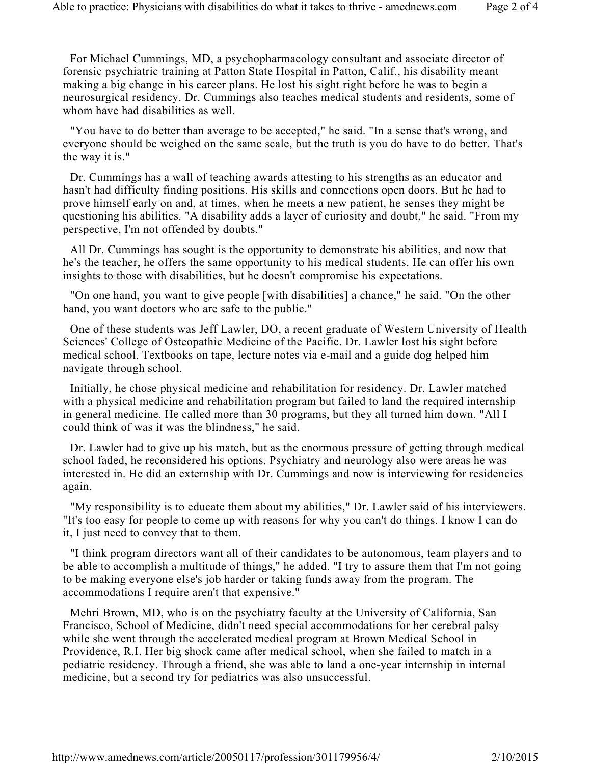For Michael Cummings, MD, a psychopharmacology consultant and associate director of forensic psychiatric training at Patton State Hospital in Patton, Calif., his disability meant making a big change in his career plans. He lost his sight right before he was to begin a neurosurgical residency. Dr. Cummings also teaches medical students and residents, some of whom have had disabilities as well.

"You have to do better than average to be accepted," he said. "In a sense that's wrong, and everyone should be weighed on the same scale, but the truth is you do have to do better. That's the way it is."

Dr. Cummings has a wall of teaching awards attesting to his strengths as an educator and hasn't had difficulty finding positions. His skills and connections open doors. But he had to prove himself early on and, at times, when he meets a new patient, he senses they might be questioning his abilities. "A disability adds a layer of curiosity and doubt," he said. "From my perspective, I'm not offended by doubts."

All Dr. Cummings has sought is the opportunity to demonstrate his abilities, and now that he's the teacher, he offers the same opportunity to his medical students. He can offer his own insights to those with disabilities, but he doesn't compromise his expectations.

"On one hand, you want to give people [with disabilities] a chance," he said. "On the other hand, you want doctors who are safe to the public."

One of these students was Jeff Lawler, DO, a recent graduate of Western University of Health Sciences' College of Osteopathic Medicine of the Pacific. Dr. Lawler lost his sight before medical school. Textbooks on tape, lecture notes via e-mail and a guide dog helped him navigate through school.

Initially, he chose physical medicine and rehabilitation for residency. Dr. Lawler matched with a physical medicine and rehabilitation program but failed to land the required internship in general medicine. He called more than 30 programs, but they all turned him down. "All I could think of was it was the blindness," he said.

Dr. Lawler had to give up his match, but as the enormous pressure of getting through medical school faded, he reconsidered his options. Psychiatry and neurology also were areas he was interested in. He did an externship with Dr. Cummings and now is interviewing for residencies again.

"My responsibility is to educate them about my abilities," Dr. Lawler said of his interviewers. "It's too easy for people to come up with reasons for why you can't do things. I know I can do it, I just need to convey that to them.

"I think program directors want all of their candidates to be autonomous, team players and to be able to accomplish a multitude of things," he added. "I try to assure them that I'm not going to be making everyone else's job harder or taking funds away from the program. The accommodations I require aren't that expensive."

Mehri Brown, MD, who is on the psychiatry faculty at the University of California, San Francisco, School of Medicine, didn't need special accommodations for her cerebral palsy while she went through the accelerated medical program at Brown Medical School in Providence, R.I. Her big shock came after medical school, when she failed to match in a pediatric residency. Through a friend, she was able to land a one-year internship in internal medicine, but a second try for pediatrics was also unsuccessful.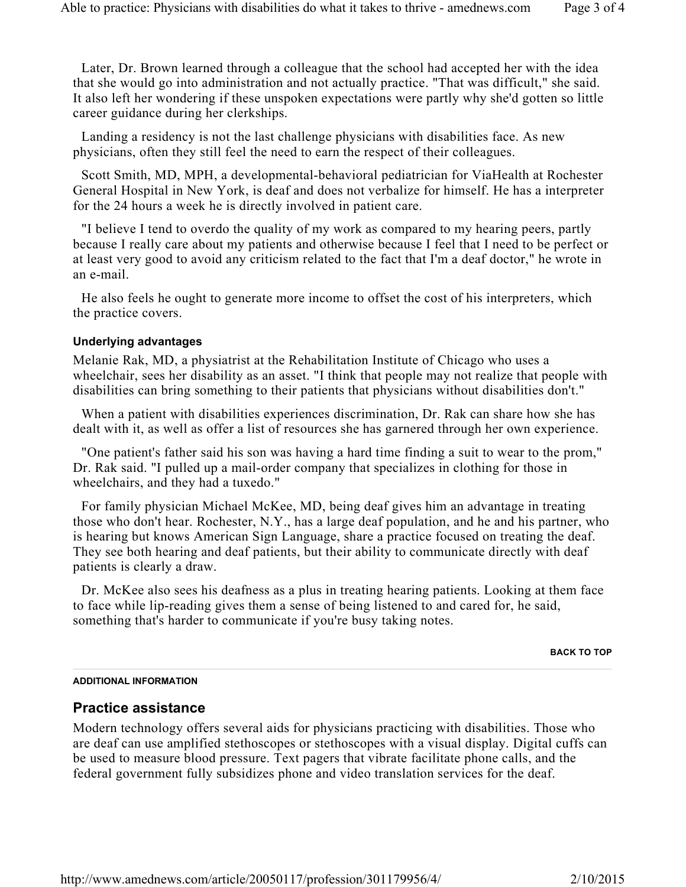Later, Dr. Brown learned through a colleague that the school had accepted her with the idea that she would go into administration and not actually practice. "That was difficult," she said. It also left her wondering if these unspoken expectations were partly why she'd gotten so little career guidance during her clerkships.

Landing a residency is not the last challenge physicians with disabilities face. As new physicians, often they still feel the need to earn the respect of their colleagues.

Scott Smith, MD, MPH, a developmental-behavioral pediatrician for ViaHealth at Rochester General Hospital in New York, is deaf and does not verbalize for himself. He has a interpreter for the 24 hours a week he is directly involved in patient care.

"I believe I tend to overdo the quality of my work as compared to my hearing peers, partly because I really care about my patients and otherwise because I feel that I need to be perfect or at least very good to avoid any criticism related to the fact that I'm a deaf doctor," he wrote in an e-mail.

He also feels he ought to generate more income to offset the cost of his interpreters, which the practice covers.

#### Underlying advantages

Melanie Rak, MD, a physiatrist at the Rehabilitation Institute of Chicago who uses a wheelchair, sees her disability as an asset. "I think that people may not realize that people with disabilities can bring something to their patients that physicians without disabilities don't."

When a patient with disabilities experiences discrimination, Dr. Rak can share how she has dealt with it, as well as offer a list of resources she has garnered through her own experience.

"One patient's father said his son was having a hard time finding a suit to wear to the prom," Dr. Rak said. "I pulled up a mail-order company that specializes in clothing for those in wheelchairs, and they had a tuxedo."

For family physician Michael McKee, MD, being deaf gives him an advantage in treating those who don't hear. Rochester, N.Y., has a large deaf population, and he and his partner, who is hearing but knows American Sign Language, share a practice focused on treating the deaf. They see both hearing and deaf patients, but their ability to communicate directly with deaf patients is clearly a draw.

Dr. McKee also sees his deafness as a plus in treating hearing patients. Looking at them face to face while lip-reading gives them a sense of being listened to and cared for, he said, something that's harder to communicate if you're busy taking notes.

**BACK TO TOP**

**ADDITIONAL INFORMATION**

### Practice assistance

Modern technology offers several aids for physicians practicing with disabilities. Those who are deaf can use amplified stethoscopes or stethoscopes with a visual display. Digital cuffs can be used to measure blood pressure. Text pagers that vibrate facilitate phone calls, and the federal government fully subsidizes phone and video translation services for the deaf.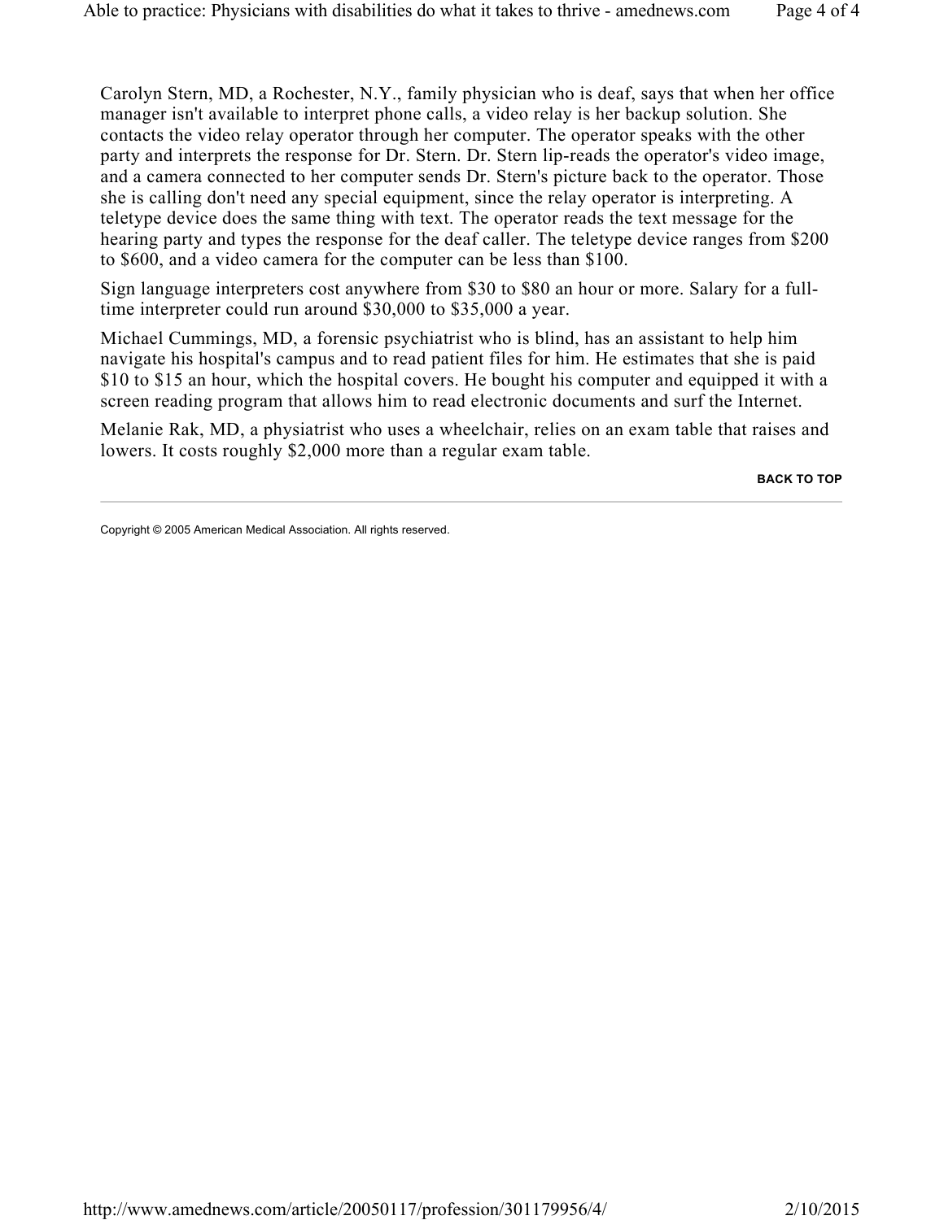Carolyn Stern, MD, a Rochester, N.Y., family physician who is deaf, says that when her office manager isn't available to interpret phone calls, a video relay is her backup solution. She contacts the video relay operator through her computer. The operator speaks with the other party and interprets the response for Dr. Stern. Dr. Stern lip-reads the operator's video image, and a camera connected to her computer sends Dr. Stern's picture back to the operator. Those she is calling don't need any special equipment, since the relay operator is interpreting. A teletype device does the same thing with text. The operator reads the text message for the hearing party and types the response for the deaf caller. The teletype device ranges from $200 to $600, and a video camera for the computer can be less than $100.

Sign language interpreters cost anywhere from $30 to $80 an hour or more. Salary for a full-time interpreter could run around $30,000 to $35,000 a year.

Michael Cummings, MD, a forensic psychiatrist who is blind, has an assistant to help him navigate his hospital's campus and to read patient files for him. He estimates that she is paid $10 to $15 an hour, which the hospital covers. He bought his computer and equipped it with a screen reading program that allows him to read electronic documents and surf the Internet.

Melanie Rak, MD, a physiatrist who uses a wheelchair, relies on an exam table that raises and lowers. It costs roughly $2,000 more than a regular exam table.

**BACK TO TOP**

---

Copyright © 2005 American Medical Association. All rights reserved.